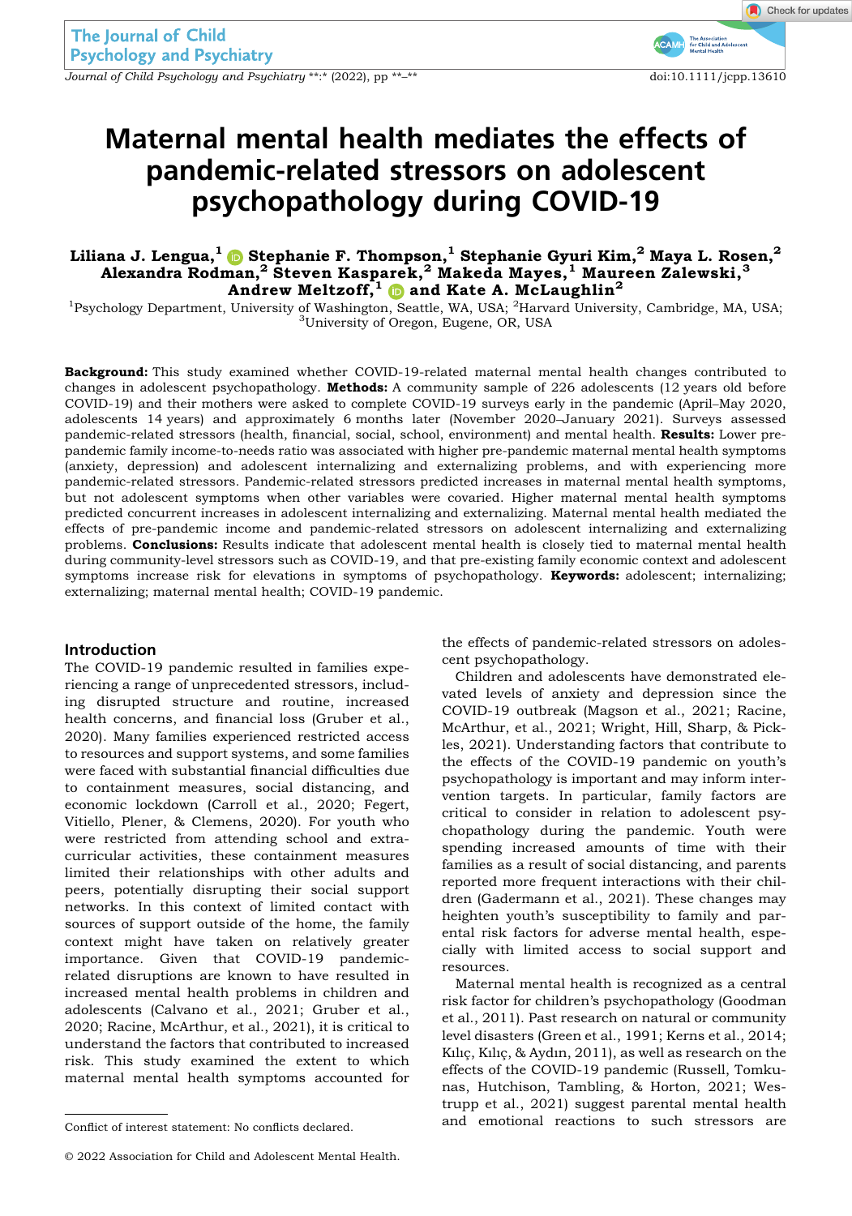# Maternal mental health mediates the effects of pandemic-related stressors on adolescent psychopathology during COVID-19

**Liliana J. Lengua,[1] Stephanie F. Thompson,[1] Stephanie Gyuri Kim,[2] Maya L. Rosen,[2] Alexandra Rodman,[2] Steven Kasparek,[2] Makeda Mayes,[1] Maureen Zalewski,[3] Andrew Meltzoff,[1] and Kate A. McLaughlin[2]**

[1]Psychology Department, University of Washington, Seattle, WA, USA; [2]Harvard University, Cambridge, MA, USA; [3]University of Oregon, Eugene, OR, USA

**Background:** This study examined whether COVID-19-related maternal mental health changes contributed to changes in adolescent psychopathology. **Methods:** A community sample of 226 adolescents (12 years old before COVID-19) and their mothers were asked to complete COVID-19 surveys early in the pandemic (April–May 2020, adolescents 14 years) and approximately 6 months later (November 2020–January 2021). Surveys assessed pandemic-related stressors (health, financial, social, school, environment) and mental health. **Results:** Lower pre-pandemic family income-to-needs ratio was associated with higher pre-pandemic maternal mental health symptoms (anxiety, depression) and adolescent internalizing and externalizing problems, and with experiencing more pandemic-related stressors. Pandemic-related stressors predicted increases in maternal mental health symptoms, but not adolescent symptoms when other variables were covaried. Higher maternal mental health symptoms predicted concurrent increases in adolescent internalizing and externalizing. Maternal mental health mediated the effects of pre-pandemic income and pandemic-related stressors on adolescent internalizing and externalizing problems. **Conclusions:** Results indicate that adolescent mental health is closely tied to maternal mental health during community-level stressors such as COVID-19, and that pre-existing family economic context and adolescent symptoms increase risk for elevations in symptoms of psychopathology. **Keywords:** adolescent; internalizing; externalizing; maternal mental health; COVID-19 pandemic.

## Introduction

The COVID-19 pandemic resulted in families experiencing a range of unprecedented stressors, including disrupted structure and routine, increased health concerns, and financial loss (Gruber et al., 2020). Many families experienced restricted access to resources and support systems, and some families were faced with substantial financial difficulties due to containment measures, social distancing, and economic lockdown (Carroll et al., 2020; Fegert, Vitiello, Plener, & Clemens, 2020). For youth who were restricted from attending school and extracurricular activities, these containment measures limited their relationships with other adults and peers, potentially disrupting their social support networks. In this context of limited contact with sources of support outside of the home, the family context might have taken on relatively greater importance. Given that COVID-19 pandemic-related disruptions are known to have resulted in increased mental health problems in children and adolescents (Calvano et al., 2021; Gruber et al., 2020; Racine, McArthur, et al., 2021), it is critical to understand the factors that contributed to increased risk. This study examined the extent to which maternal mental health symptoms accounted for the effects of pandemic-related stressors on adolescent psychopathology.

Children and adolescents have demonstrated elevated levels of anxiety and depression since the COVID-19 outbreak (Magson et al., 2021; Racine, McArthur, et al., 2021; Wright, Hill, Sharp, & Pickles, 2021). Understanding factors that contribute to the effects of the COVID-19 pandemic on youth's psychopathology is important and may inform intervention targets. In particular, family factors are critical to consider in relation to adolescent psychopathology during the pandemic. Youth were spending increased amounts of time with their families as a result of social distancing, and parents reported more frequent interactions with their children (Gadermann et al., 2021). These changes may heighten youth's susceptibility to family and parental risk factors for adverse mental health, especially with limited access to social support and resources.

Maternal mental health is recognized as a central risk factor for children's psychopathology (Goodman et al., 2011). Past research on natural or community level disasters (Green et al., 1991; Kerns et al., 2014; Kılıç, Kılıç, & Aydın, 2011), as well as research on the effects of the COVID-19 pandemic (Russell, Tomkunas, Hutchison, Tambling, & Horton, 2021; Westrupp et al., 2021) suggest parental mental health and emotional reactions to such stressors are

Conflict of interest statement: No conflicts declared.

© 2022 Association for Child and Adolescent Mental Health.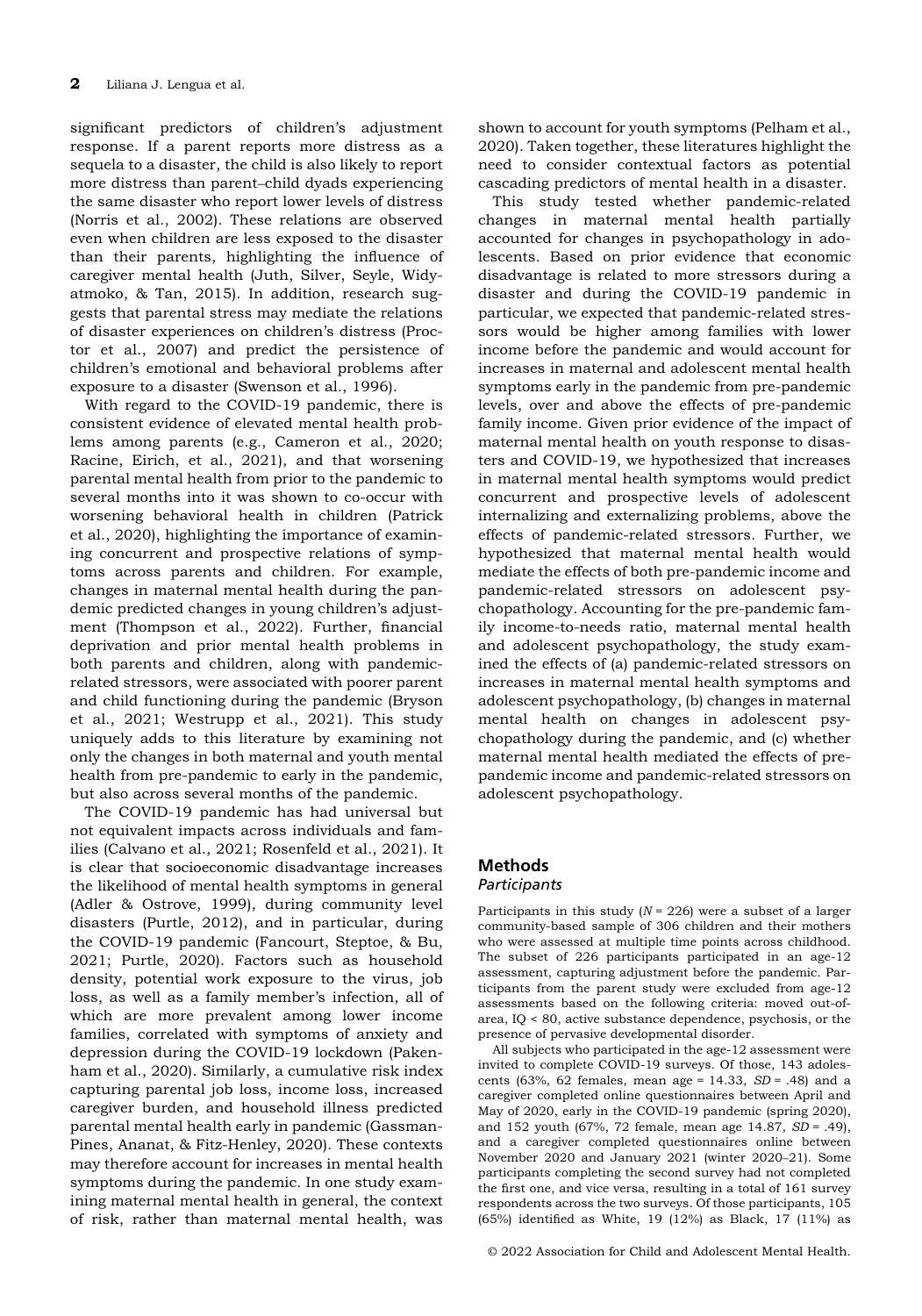significant predictors of children's adjustment response. If a parent reports more distress as a sequela to a disaster, the child is also likely to report more distress than parent–child dyads experiencing the same disaster who report lower levels of distress (Norris et al., 2002). These relations are observed even when children are less exposed to the disaster than their parents, highlighting the influence of caregiver mental health (Juth, Silver, Seyle, Widyatmoko, & Tan, 2015). In addition, research suggests that parental stress may mediate the relations of disaster experiences on children's distress (Proctor et al., 2007) and predict the persistence of children's emotional and behavioral problems after exposure to a disaster (Swenson et al., 1996).

With regard to the COVID-19 pandemic, there is consistent evidence of elevated mental health problems among parents (e.g., Cameron et al., 2020; Racine, Eirich, et al., 2021), and that worsening parental mental health from prior to the pandemic to several months into it was shown to co-occur with worsening behavioral health in children (Patrick et al., 2020), highlighting the importance of examining concurrent and prospective relations of symptoms across parents and children. For example, changes in maternal mental health during the pandemic predicted changes in young children's adjustment (Thompson et al., 2022). Further, financial deprivation and prior mental health problems in both parents and children, along with pandemic-related stressors, were associated with poorer parent and child functioning during the pandemic (Bryson et al., 2021; Westrupp et al., 2021). This study uniquely adds to this literature by examining not only the changes in both maternal and youth mental health from pre-pandemic to early in the pandemic, but also across several months of the pandemic.

The COVID-19 pandemic has had universal but not equivalent impacts across individuals and families (Calvano et al., 2021; Rosenfeld et al., 2021). It is clear that socioeconomic disadvantage increases the likelihood of mental health symptoms in general (Adler & Ostrove, 1999), during community level disasters (Purtle, 2012), and in particular, during the COVID-19 pandemic (Fancourt, Steptoe, & Bu, 2021; Purtle, 2020). Factors such as household density, potential work exposure to the virus, job loss, as well as a family member's infection, all of which are more prevalent among lower income families, correlated with symptoms of anxiety and depression during the COVID-19 lockdown (Pakenham et al., 2020). Similarly, a cumulative risk index capturing parental job loss, income loss, increased caregiver burden, and household illness predicted parental mental health early in pandemic (Gassman-Pines, Ananat, & Fitz-Henley, 2020). These contexts may therefore account for increases in mental health symptoms during the pandemic. In one study examining maternal mental health in general, the context of risk, rather than maternal mental health, was shown to account for youth symptoms (Pelham et al., 2020). Taken together, these literatures highlight the need to consider contextual factors as potential cascading predictors of mental health in a disaster.

This study tested whether pandemic-related changes in maternal mental health partially accounted for changes in psychopathology in adolescents. Based on prior evidence that economic disadvantage is related to more stressors during a disaster and during the COVID-19 pandemic in particular, we expected that pandemic-related stressors would be higher among families with lower income before the pandemic and would account for increases in maternal and adolescent mental health symptoms early in the pandemic from pre-pandemic levels, over and above the effects of pre-pandemic family income. Given prior evidence of the impact of maternal mental health on youth response to disasters and COVID-19, we hypothesized that increases in maternal mental health symptoms would predict concurrent and prospective levels of adolescent internalizing and externalizing problems, above the effects of pandemic-related stressors. Further, we hypothesized that maternal mental health would mediate the effects of both pre-pandemic income and pandemic-related stressors on adolescent psychopathology. Accounting for the pre-pandemic family income-to-needs ratio, maternal mental health and adolescent psychopathology, the study examined the effects of (a) pandemic-related stressors on increases in maternal mental health symptoms and adolescent psychopathology, (b) changes in maternal mental health on changes in adolescent psychopathology during the pandemic, and (c) whether maternal mental health mediated the effects of pre-pandemic income and pandemic-related stressors on adolescent psychopathology.

## Methods

### Participants

Participants in this study ($N = 226$) were a subset of a larger community-based sample of 306 children and their mothers who were assessed at multiple time points across childhood. The subset of 226 participants participated in an age-12 assessment, capturing adjustment before the pandemic. Participants from the parent study were excluded from age-12 assessments based on the following criteria: moved out-of-area, IQ < 80, active substance dependence, psychosis, or the presence of pervasive developmental disorder.

All subjects who participated in the age-12 assessment were invited to complete COVID-19 surveys. Of those, 143 adolescents (63%, 62 females, mean age = 14.33, $SD = .48$) and a caregiver completed online questionnaires between April and May of 2020, early in the COVID-19 pandemic (spring 2020), and 152 youth (67%, 72 female, mean age 14.87, $SD = .49$), and a caregiver completed questionnaires online between November 2020 and January 2021 (winter 2020–21). Some participants completing the second survey had not completed the first one, and vice versa, resulting in a total of 161 survey respondents across the two surveys. Of those participants, 105 (65%) identified as White, 19 (12%) as Black, 17 (11%) as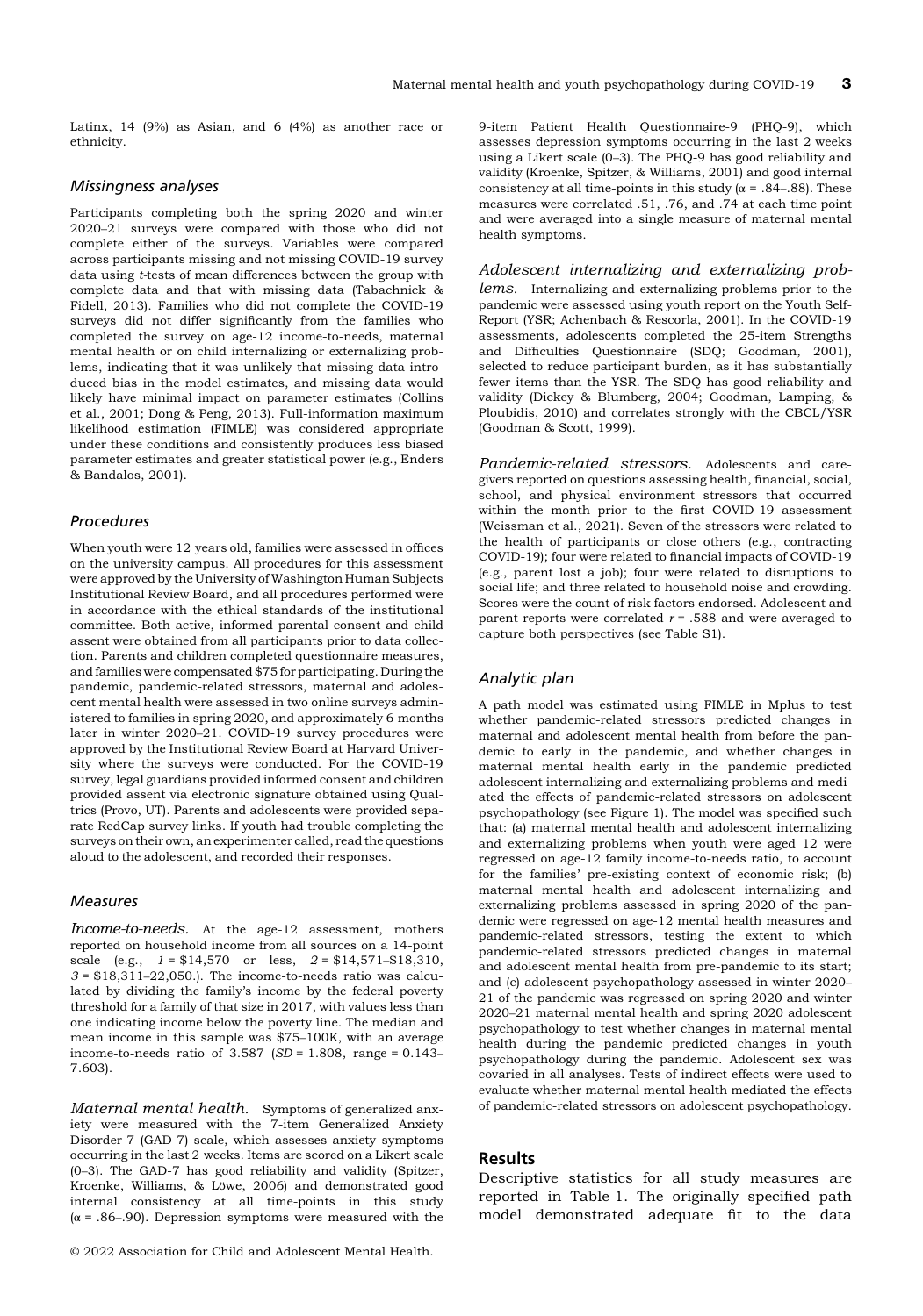Latinx, 14 (9%) as Asian, and 6 (4%) as another race or ethnicity.

### Missingness analyses

Participants completing both the spring 2020 and winter 2020–21 surveys were compared with those who did not complete either of the surveys. Variables were compared across participants missing and not missing COVID-19 survey data using *t*-tests of mean differences between the group with complete data and that with missing data (Tabachnick & Fidell, 2013). Families who did not complete the COVID-19 surveys did not differ significantly from the families who completed the survey on age-12 income-to-needs, maternal mental health or on child internalizing or externalizing problems, indicating that it was unlikely that missing data introduced bias in the model estimates, and missing data would likely have minimal impact on parameter estimates (Collins et al., 2001; Dong & Peng, 2013). Full-information maximum likelihood estimation (FIMLE) was considered appropriate under these conditions and consistently produces less biased parameter estimates and greater statistical power (e.g., Enders & Bandalos, 2001).

### Procedures

When youth were 12 years old, families were assessed in offices on the university campus. All procedures for this assessment were approved by the University of Washington Human Subjects Institutional Review Board, and all procedures performed were in accordance with the ethical standards of the institutional committee. Both active, informed parental consent and child assent were obtained from all participants prior to data collection. Parents and children completed questionnaire measures, and families were compensated $75 for participating. During the pandemic, pandemic-related stressors, maternal and adolescent mental health were assessed in two online surveys administered to families in spring 2020, and approximately 6 months later in winter 2020–21. COVID-19 survey procedures were approved by the Institutional Review Board at Harvard University where the surveys were conducted. For the COVID-19 survey, legal guardians provided informed consent and children provided assent via electronic signature obtained using Qualtrics (Provo, UT). Parents and adolescents were provided separate RedCap survey links. If youth had trouble completing the surveys on their own, an experimenter called, read the questions aloud to the adolescent, and recorded their responses.

### Measures

*Income-to-needs.* At the age-12 assessment, mothers reported on household income from all sources on a 14-point scale (e.g., *1* = $14,570 or less, *2* = $14,571–$18,310, *3* = $18,311–22,050.). The income-to-needs ratio was calculated by dividing the family's income by the federal poverty threshold for a family of that size in 2017, with values less than one indicating income below the poverty line. The median and mean income in this sample was $75–100K, with an average income-to-needs ratio of 3.587 (*SD* = 1.808, range = 0.143–7.603).

*Maternal mental health.* Symptoms of generalized anxiety were measured with the 7-item Generalized Anxiety Disorder-7 (GAD-7) scale, which assesses anxiety symptoms occurring in the last 2 weeks. Items are scored on a Likert scale (0–3). The GAD-7 has good reliability and validity (Spitzer, Kroenke, Williams, & Löwe, 2006) and demonstrated good internal consistency at all time-points in this study ($\alpha$ = .86–.90). Depression symptoms were measured with the 9-item Patient Health Questionnaire-9 (PHQ-9), which assesses depression symptoms occurring in the last 2 weeks using a Likert scale (0–3). The PHQ-9 has good reliability and validity (Kroenke, Spitzer, & Williams, 2001) and good internal consistency at all time-points in this study ($\alpha$ = .84–.88). These measures were correlated .51, .76, and .74 at each time point and were averaged into a single measure of maternal mental health symptoms.

*Adolescent internalizing and externalizing problems.* Internalizing and externalizing problems prior to the pandemic were assessed using youth report on the Youth Self-Report (YSR; Achenbach & Rescorla, 2001). In the COVID-19 assessments, adolescents completed the 25-item Strengths and Difficulties Questionnaire (SDQ; Goodman, 2001), selected to reduce participant burden, as it has substantially fewer items than the YSR. The SDQ has good reliability and validity (Dickey & Blumberg, 2004; Goodman, Lamping, & Ploubidis, 2010) and correlates strongly with the CBCL/YSR (Goodman & Scott, 1999).

*Pandemic-related stressors.* Adolescents and caregivers reported on questions assessing health, financial, social, school, and physical environment stressors that occurred within the month prior to the first COVID-19 assessment (Weissman et al., 2021). Seven of the stressors were related to the health of participants or close others (e.g., contracting COVID-19); four were related to financial impacts of COVID-19 (e.g., parent lost a job); four were related to disruptions to social life; and three related to household noise and crowding. Scores were the count of risk factors endorsed. Adolescent and parent reports were correlated $r$ = .588 and were averaged to capture both perspectives (see Table S1).

### Analytic plan

A path model was estimated using FIMLE in Mplus to test whether pandemic-related stressors predicted changes in maternal and adolescent mental health from before the pandemic to early in the pandemic, and whether changes in maternal mental health early in the pandemic predicted adolescent internalizing and externalizing problems and mediated the effects of pandemic-related stressors on adolescent psychopathology (see Figure 1). The model was specified such that: (a) maternal mental health and adolescent internalizing and externalizing problems when youth were aged 12 were regressed on age-12 family income-to-needs ratio, to account for the families' pre-existing context of economic risk; (b) maternal mental health and adolescent internalizing and externalizing problems assessed in spring 2020 of the pandemic were regressed on age-12 mental health measures and pandemic-related stressors, testing the extent to which pandemic-related stressors predicted changes in maternal and adolescent mental health from pre-pandemic to its start; and (c) adolescent psychopathology assessed in winter 2020–21 of the pandemic was regressed on spring 2020 and winter 2020–21 maternal mental health and spring 2020 adolescent psychopathology to test whether changes in maternal mental health during the pandemic predicted changes in youth psychopathology during the pandemic. Adolescent sex was covaried in all analyses. Tests of indirect effects were used to evaluate whether maternal mental health mediated the effects of pandemic-related stressors on adolescent psychopathology.

## Results

Descriptive statistics for all study measures are reported in Table 1. The originally specified path model demonstrated adequate fit to the data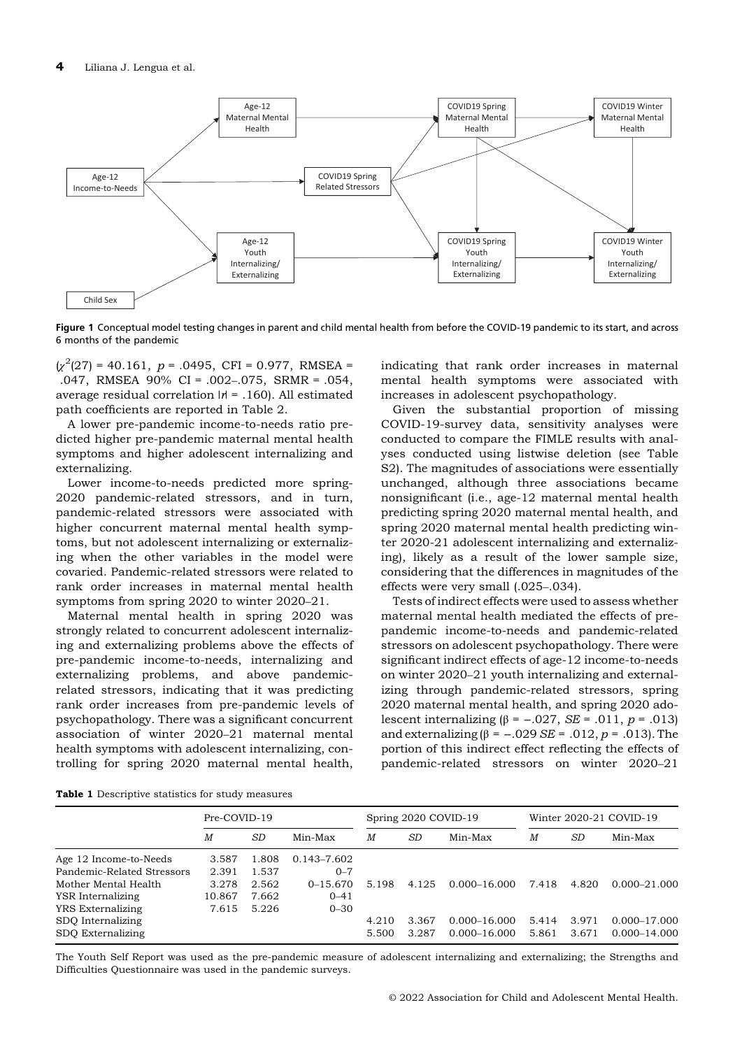Figure 1 Conceptual model testing changes in parent and child mental health from before the COVID-19 pandemic to its start, and across 6 months of the pandemic

($\chi^2$(27) = 40.161, $p$ = .0495, CFI = 0.977, RMSEA = .047, RMSEA 90% CI = .002–.075, SRMR = .054, average residual correlation |$r$| = .160). All estimated path coefficients are reported in Table 2.

A lower pre-pandemic income-to-needs ratio predicted higher pre-pandemic maternal mental health symptoms and higher adolescent internalizing and externalizing.

Lower income-to-needs predicted more spring-2020 pandemic-related stressors, and in turn, pandemic-related stressors were associated with higher concurrent maternal mental health symptoms, but not adolescent internalizing or externalizing when the other variables in the model were covaried. Pandemic-related stressors were related to rank order increases in maternal mental health symptoms from spring 2020 to winter 2020–21.

Maternal mental health in spring 2020 was strongly related to concurrent adolescent internalizing and externalizing problems above the effects of pre-pandemic income-to-needs, internalizing and externalizing problems, and above pandemic-related stressors, indicating that it was predicting rank order increases from pre-pandemic levels of psychopathology. There was a significant concurrent association of winter 2020–21 maternal mental health symptoms with adolescent internalizing, controlling for spring 2020 maternal mental health, indicating that rank order increases in maternal mental health symptoms were associated with increases in adolescent psychopathology.

Given the substantial proportion of missing COVID-19-survey data, sensitivity analyses were conducted to compare the FIMLE results with analyses conducted using listwise deletion (see Table S2). The magnitudes of associations were essentially unchanged, although three associations became nonsignificant (i.e., age-12 maternal mental health predicting spring 2020 maternal mental health, and spring 2020 maternal mental health predicting winter 2020-21 adolescent internalizing and externalizing), likely as a result of the lower sample size, considering that the differences in magnitudes of the effects were very small (.025–.034).

Tests of indirect effects were used to assess whether maternal mental health mediated the effects of pre-pandemic income-to-needs and pandemic-related stressors on adolescent psychopathology. There were significant indirect effects of age-12 income-to-needs on winter 2020–21 youth internalizing and externalizing through pandemic-related stressors, spring 2020 maternal mental health, and spring 2020 adolescent internalizing (β = −.027, $SE$ = .011, $p$ = .013) and externalizing (β = −.029 $SE$ = .012, $p$ = .013). The portion of this indirect effect reflecting the effects of pandemic-related stressors on winter 2020–21

**Table 1** Descriptive statistics for study measures

| | Pre-COVID-19 | | | Spring 2020 COVID-19 | | | Winter 2020-21 COVID-19 | | |
|---|---|---|---|---|---|---|---|---|---|
| | *M* | *SD* | Min-Max | *M* | *SD* | Min-Max | *M* | *SD* | Min-Max |
| Age 12 Income-to-Needs | 3.587 | 1.808 | 0.143–7.602 | | | | | | |
| Pandemic-Related Stressors | 2.391 | 1.537 | 0–7 | | | | | | |
| Mother Mental Health | 3.278 | 2.562 | 0–15.670 | 5.198 | 4.125 | 0.000–16.000 | 7.418 | 4.820 | 0.000–21.000 |
| YSR Internalizing | 10.867 | 7.662 | 0–41 | | | | | | |
| YRS Externalizing | 7.615 | 5.226 | 0–30 | | | | | | |
| SDQ Internalizing | | | | 4.210 | 3.367 | 0.000–16.000 | 5.414 | 3.971 | 0.000–17.000 |
| SDQ Externalizing | | | | 5.500 | 3.287 | 0.000–16.000 | 5.861 | 3.671 | 0.000–14.000 |

The Youth Self Report was used as the pre-pandemic measure of adolescent internalizing and externalizing; the Strengths and Difficulties Questionnaire was used in the pandemic surveys.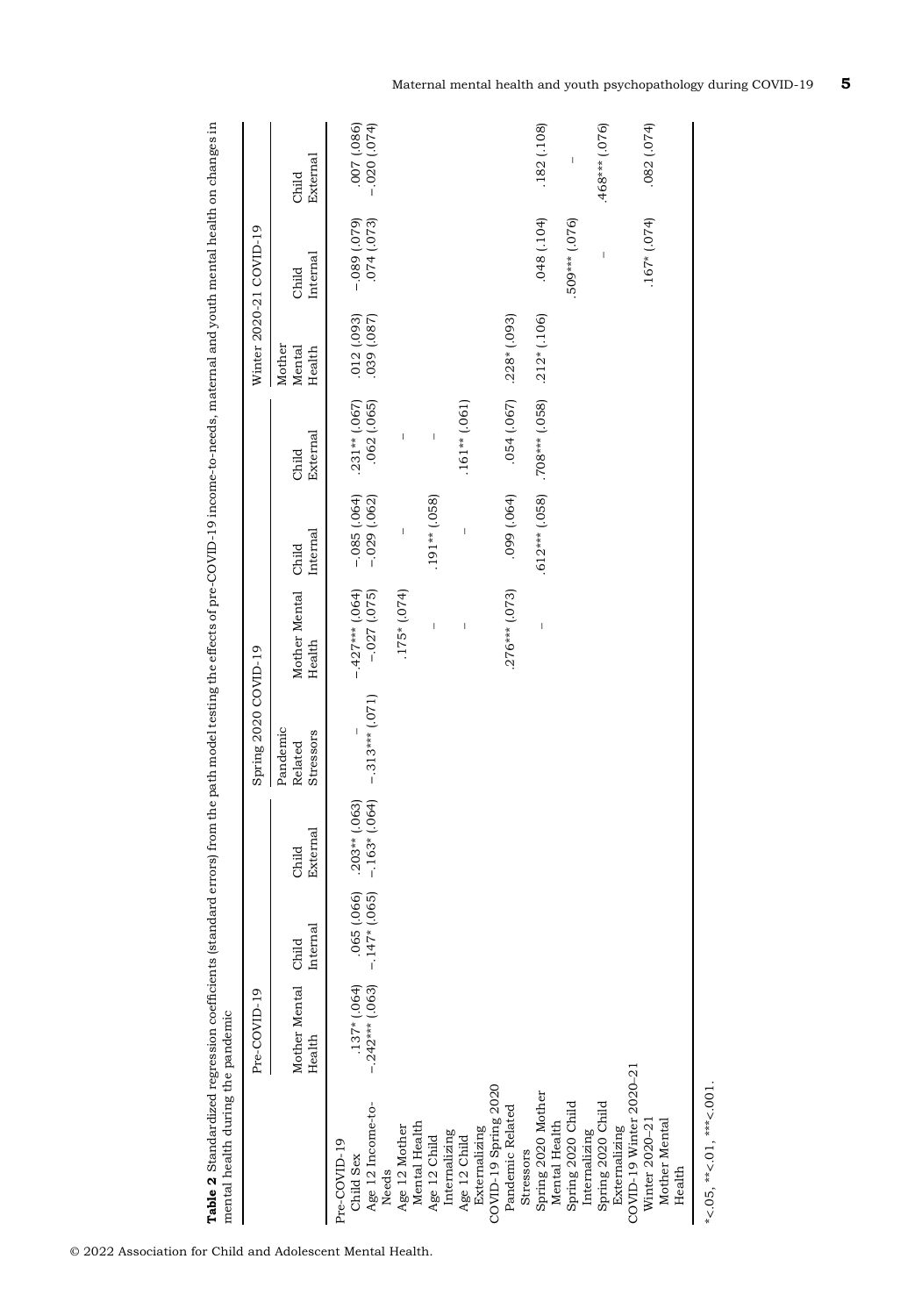**Table 2** Standardized regression coefficients (standard errors) from the path model testing the effects of pre-COVID-19 income-to-needs, maternal and youth mental health on changes in mental health during the pandemic

| | Pre-COVID-19 | | | Spring 2020 COVID-19 | | | | Winter 2020-21 COVID-19 | | |
|---|---|---|---|---|---|---|---|---|---|---|
| | Mother Mental Health | Child Internal | Child External | Pandemic Related Stressors | Mother Mental Health | Child Internal | Child External | Mother Mental Health | Child Internal | Child External |
| Pre-COVID-19 | | | | | | | | | | |
| Child Sex | .137* (.064) | .065 (.066) | .203** (.063) | – | −.427*** (.064) | −.085 (.064) | .231** (.067) | .012 (.093) | −.089 (.079) | .007 (.086) |
| Age 12 Income-to-Needs | −.242*** (.063) | −.147* (.065) | −.163* (.064) | −.313*** (.071) | −.027 (.075) | −.029 (.062) | .062 (.065) | .039 (.087) | .074 (.073) | −.020 (.074) |
| Age 12 Mother Mental Health | | | | | .175* (.074) | – | – | | | |
| Age 12 Child Internalizing | | | | | – | .191** (.058) | – | | | |
| Age 12 Child Externalizing | | | | | – | – | .161** (.061) | | | |
| COVID-19 Spring 2020 | | | | | | | | | | |
| Pandemic Related Stressors | | | | | .276*** (.073) | .099 (.064) | .054 (.067) | .228* (.093) | | |
| Spring 2020 Mother Mental Health | | | | | – | .612*** (.058) | .708*** (.058) | .212* (.106) | .048 (.104) | .182 (.108) |
| Spring 2020 Child Internalizing | | | | | | | | | .509*** (.076) | – |
| Spring 2020 Child Externalizing | | | | | | | | | – | .468*** (.076) |
| COVID-19 Winter 2020–21 | | | | | | | | | | |
| Winter 2020–21 Mother Mental Health | | | | | | | | | .167* (.074) | .082 (.074) |

*<.05, **<.01, ***<.001.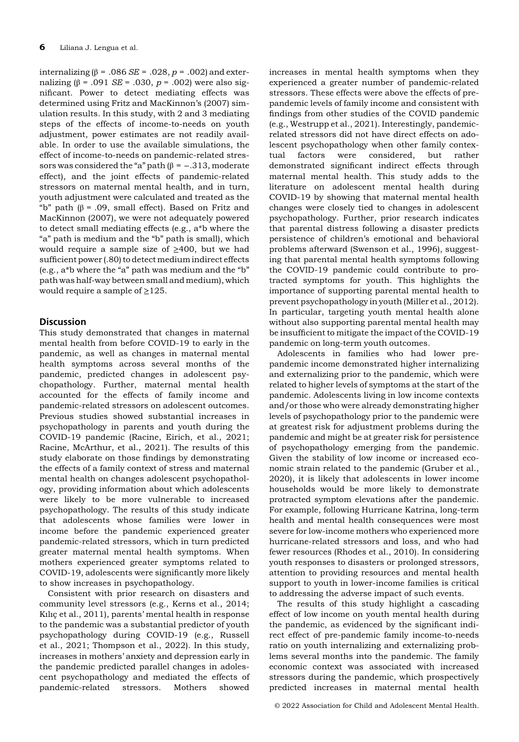internalizing ($\beta = .086$ *SE* = .028, $p = .002$) and externalizing ($\beta = .091$ *SE* = .030, $p = .002$) were also significant. Power to detect mediating effects was determined using Fritz and MacKinnon's (2007) simulation results. In this study, with 2 and 3 mediating steps of the effects of income-to-needs on youth adjustment, power estimates are not readily available. In order to use the available simulations, the effect of income-to-needs on pandemic-related stressors was considered the "a" path ($\beta = -.313$, moderate effect), and the joint effects of pandemic-related stressors on maternal mental health, and in turn, youth adjustment were calculated and treated as the "b" path ($\beta = .09$, small effect). Based on Fritz and MacKinnon (2007), we were not adequately powered to detect small mediating effects (e.g., a*b where the "a" path is medium and the "b" path is small), which would require a sample size of $\geq$400, but we had sufficient power (.80) to detect medium indirect effects (e.g., a*b where the "a" path was medium and the "b" path was half-way between small and medium), which would require a sample of $\geq$125.

## Discussion

This study demonstrated that changes in maternal mental health from before COVID-19 to early in the pandemic, as well as changes in maternal mental health symptoms across several months of the pandemic, predicted changes in adolescent psychopathology. Further, maternal mental health accounted for the effects of family income and pandemic-related stressors on adolescent outcomes. Previous studies showed substantial increases in psychopathology in parents and youth during the COVID-19 pandemic (Racine, Eirich, et al., 2021; Racine, McArthur, et al., 2021). The results of this study elaborate on those findings by demonstrating the effects of a family context of stress and maternal mental health on changes adolescent psychopathology, providing information about which adolescents were likely to be more vulnerable to increased psychopathology. The results of this study indicate that adolescents whose families were lower in income before the pandemic experienced greater pandemic-related stressors, which in turn predicted greater maternal mental health symptoms. When mothers experienced greater symptoms related to COVID-19, adolescents were significantly more likely to show increases in psychopathology.

Consistent with prior research on disasters and community level stressors (e.g., Kerns et al., 2014; Kılıç et al., 2011), parents' mental health in response to the pandemic was a substantial predictor of youth psychopathology during COVID-19 (e.g., Russell et al., 2021; Thompson et al., 2022). In this study, increases in mothers' anxiety and depression early in the pandemic predicted parallel changes in adolescent psychopathology and mediated the effects of pandemic-related stressors. Mothers showed increases in mental health symptoms when they experienced a greater number of pandemic-related stressors. These effects were above the effects of pre-pandemic levels of family income and consistent with findings from other studies of the COVID pandemic (e.g., Westrupp et al., 2021). Interestingly, pandemic-related stressors did not have direct effects on adolescent psychopathology when other family contextual factors were considered, but rather demonstrated significant indirect effects through maternal mental health. This study adds to the literature on adolescent mental health during COVID-19 by showing that maternal mental health changes were closely tied to changes in adolescent psychopathology. Further, prior research indicates that parental distress following a disaster predicts persistence of children's emotional and behavioral problems afterward (Swenson et al., 1996), suggesting that parental mental health symptoms following the COVID-19 pandemic could contribute to protracted symptoms for youth. This highlights the importance of supporting parental mental health to prevent psychopathology in youth (Miller et al., 2012). In particular, targeting youth mental health alone without also supporting parental mental health may be insufficient to mitigate the impact of the COVID-19 pandemic on long-term youth outcomes.

Adolescents in families who had lower pre-pandemic income demonstrated higher internalizing and externalizing prior to the pandemic, which were related to higher levels of symptoms at the start of the pandemic. Adolescents living in low income contexts and/or those who were already demonstrating higher levels of psychopathology prior to the pandemic were at greatest risk for adjustment problems during the pandemic and might be at greater risk for persistence of psychopathology emerging from the pandemic. Given the stability of low income or increased economic strain related to the pandemic (Gruber et al., 2020), it is likely that adolescents in lower income households would be more likely to demonstrate protracted symptom elevations after the pandemic. For example, following Hurricane Katrina, long-term health and mental health consequences were most severe for low-income mothers who experienced more hurricane-related stressors and loss, and who had fewer resources (Rhodes et al., 2010). In considering youth responses to disasters or prolonged stressors, attention to providing resources and mental health support to youth in lower-income families is critical to addressing the adverse impact of such events.

The results of this study highlight a cascading effect of low income on youth mental health during the pandemic, as evidenced by the significant indirect effect of pre-pandemic family income-to-needs ratio on youth internalizing and externalizing problems several months into the pandemic. The family economic context was associated with increased stressors during the pandemic, which prospectively predicted increases in maternal mental health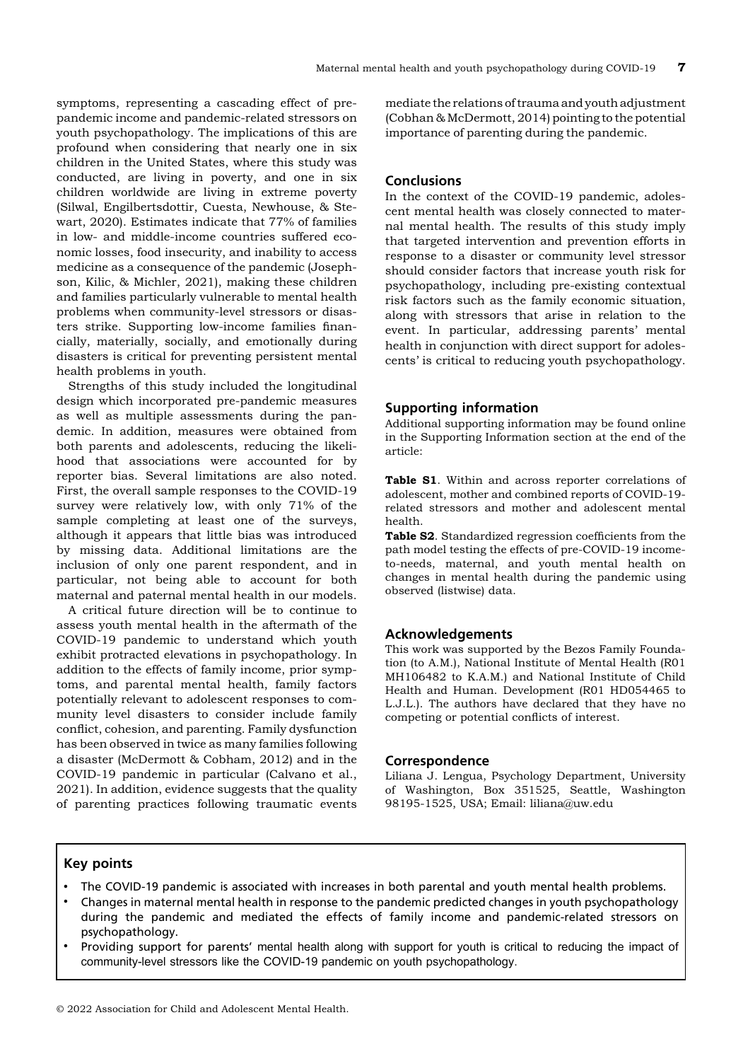symptoms, representing a cascading effect of pre-pandemic income and pandemic-related stressors on youth psychopathology. The implications of this are profound when considering that nearly one in six children in the United States, where this study was conducted, are living in poverty, and one in six children worldwide are living in extreme poverty (Silwal, Engilbertsdottir, Cuesta, Newhouse, & Stewart, 2020). Estimates indicate that 77% of families in low- and middle-income countries suffered economic losses, food insecurity, and inability to access medicine as a consequence of the pandemic (Josephson, Kilic, & Michler, 2021), making these children and families particularly vulnerable to mental health problems when community-level stressors or disasters strike. Supporting low-income families financially, materially, socially, and emotionally during disasters is critical for preventing persistent mental health problems in youth.

Strengths of this study included the longitudinal design which incorporated pre-pandemic measures as well as multiple assessments during the pandemic. In addition, measures were obtained from both parents and adolescents, reducing the likelihood that associations were accounted for by reporter bias. Several limitations are also noted. First, the overall sample responses to the COVID-19 survey were relatively low, with only 71% of the sample completing at least one of the surveys, although it appears that little bias was introduced by missing data. Additional limitations are the inclusion of only one parent respondent, and in particular, not being able to account for both maternal and paternal mental health in our models.

A critical future direction will be to continue to assess youth mental health in the aftermath of the COVID-19 pandemic to understand which youth exhibit protracted elevations in psychopathology. In addition to the effects of family income, prior symptoms, and parental mental health, family factors potentially relevant to adolescent responses to community level disasters to consider include family conflict, cohesion, and parenting. Family dysfunction has been observed in twice as many families following a disaster (McDermott & Cobham, 2012) and in the COVID-19 pandemic in particular (Calvano et al., 2021). In addition, evidence suggests that the quality of parenting practices following traumatic events mediate the relations of trauma and youth adjustment (Cobhan & McDermott, 2014) pointing to the potential importance of parenting during the pandemic.

## Conclusions

In the context of the COVID-19 pandemic, adolescent mental health was closely connected to maternal mental health. The results of this study imply that targeted intervention and prevention efforts in response to a disaster or community level stressor should consider factors that increase youth risk for psychopathology, including pre-existing contextual risk factors such as the family economic situation, along with stressors that arise in relation to the event. In particular, addressing parents' mental health in conjunction with direct support for adolescents' is critical to reducing youth psychopathology.

## Supporting information

Additional supporting information may be found online in the Supporting Information section at the end of the article:

**Table S1**. Within and across reporter correlations of adolescent, mother and combined reports of COVID-19-related stressors and mother and adolescent mental health.

**Table S2**. Standardized regression coefficients from the path model testing the effects of pre-COVID-19 income-to-needs, maternal, and youth mental health on changes in mental health during the pandemic using observed (listwise) data.

## Acknowledgements

This work was supported by the Bezos Family Foundation (to A.M.), National Institute of Mental Health (R01 MH106482 to K.A.M.) and National Institute of Child Health and Human. Development (R01 HD054465 to L.J.L.). The authors have declared that they have no competing or potential conflicts of interest.

## Correspondence

Liliana J. Lengua, Psychology Department, University of Washington, Box 351525, Seattle, Washington 98195-1525, USA; Email: liliana@uw.edu

## Key points

- The COVID-19 pandemic is associated with increases in both parental and youth mental health problems.
- Changes in maternal mental health in response to the pandemic predicted changes in youth psychopathology during the pandemic and mediated the effects of family income and pandemic-related stressors on psychopathology.
- Providing support for parents' mental health along with support for youth is critical to reducing the impact of community-level stressors like the COVID-19 pandemic on youth psychopathology.

© 2022 Association for Child and Adolescent Mental Health.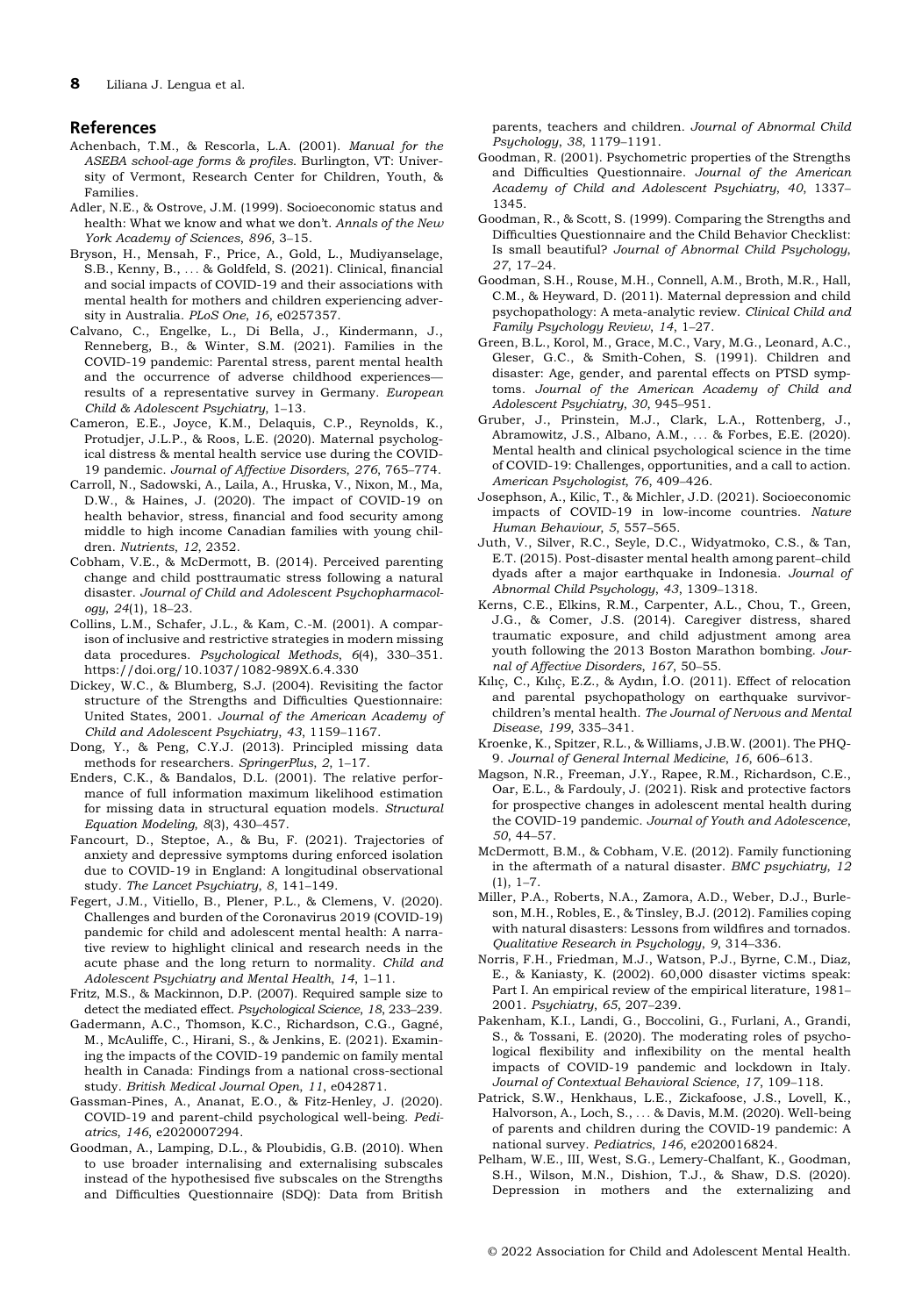## References

Achenbach, T.M., & Rescorla, L.A. (2001). *Manual for the ASEBA school-age forms & profiles.* Burlington, VT: University of Vermont, Research Center for Children, Youth, & Families.

Adler, N.E., & Ostrove, J.M. (1999). Socioeconomic status and health: What we know and what we don't. *Annals of the New York Academy of Sciences*, *896*, 3–15.

Bryson, H., Mensah, F., Price, A., Gold, L., Mudiyanselage, S.B., Kenny, B., … & Goldfeld, S. (2021). Clinical, financial and social impacts of COVID-19 and their associations with mental health for mothers and children experiencing adversity in Australia. *PLoS One*, *16*, e0257357.

Calvano, C., Engelke, L., Di Bella, J., Kindermann, J., Renneberg, B., & Winter, S.M. (2021). Families in the COVID-19 pandemic: Parental stress, parent mental health and the occurrence of adverse childhood experiences—results of a representative survey in Germany. *European Child & Adolescent Psychiatry*, 1–13.

Cameron, E.E., Joyce, K.M., Delaquis, C.P., Reynolds, K., Protudjer, J.L.P., & Roos, L.E. (2020). Maternal psychological distress & mental health service use during the COVID-19 pandemic. *Journal of Affective Disorders*, *276*, 765–774.

Carroll, N., Sadowski, A., Laila, A., Hruska, V., Nixon, M., Ma, D.W., & Haines, J. (2020). The impact of COVID-19 on health behavior, stress, financial and food security among middle to high income Canadian families with young children. *Nutrients*, *12*, 2352.

Cobham, V.E., & McDermott, B. (2014). Perceived parenting change and child posttraumatic stress following a natural disaster. *Journal of Child and Adolescent Psychopharmacology*, *24*(1), 18–23.

Collins, L.M., Schafer, J.L., & Kam, C.-M. (2001). A comparison of inclusive and restrictive strategies in modern missing data procedures. *Psychological Methods*, *6*(4), 330–351. https://doi.org/10.1037/1082-989X.6.4.330

Dickey, W.C., & Blumberg, S.J. (2004). Revisiting the factor structure of the Strengths and Difficulties Questionnaire: United States, 2001. *Journal of the American Academy of Child and Adolescent Psychiatry*, *43*, 1159–1167.

Dong, Y., & Peng, C.Y.J. (2013). Principled missing data methods for researchers. *SpringerPlus*, *2*, 1–17.

Enders, C.K., & Bandalos, D.L. (2001). The relative performance of full information maximum likelihood estimation for missing data in structural equation models. *Structural Equation Modeling*, *8*(3), 430–457.

Fancourt, D., Steptoe, A., & Bu, F. (2021). Trajectories of anxiety and depressive symptoms during enforced isolation due to COVID-19 in England: A longitudinal observational study. *The Lancet Psychiatry*, *8*, 141–149.

Fegert, J.M., Vitiello, B., Plener, P.L., & Clemens, V. (2020). Challenges and burden of the Coronavirus 2019 (COVID-19) pandemic for child and adolescent mental health: A narrative review to highlight clinical and research needs in the acute phase and the long return to normality. *Child and Adolescent Psychiatry and Mental Health*, *14*, 1–11.

Fritz, M.S., & Mackinnon, D.P. (2007). Required sample size to detect the mediated effect. *Psychological Science*, *18*, 233–239.

Gadermann, A.C., Thomson, K.C., Richardson, C.G., Gagné, M., McAuliffe, C., Hirani, S., & Jenkins, E. (2021). Examining the impacts of the COVID-19 pandemic on family mental health in Canada: Findings from a national cross-sectional study. *British Medical Journal Open*, *11*, e042871.

Gassman-Pines, A., Ananat, E.O., & Fitz-Henley, J. (2020). COVID-19 and parent-child psychological well-being. *Pediatrics*, *146*, e2020007294.

Goodman, A., Lamping, D.L., & Ploubidis, G.B. (2010). When to use broader internalising and externalising subscales instead of the hypothesised five subscales on the Strengths and Difficulties Questionnaire (SDQ): Data from British parents, teachers and children. *Journal of Abnormal Child Psychology*, *38*, 1179–1191.

Goodman, R. (2001). Psychometric properties of the Strengths and Difficulties Questionnaire. *Journal of the American Academy of Child and Adolescent Psychiatry*, *40*, 1337–1345.

Goodman, R., & Scott, S. (1999). Comparing the Strengths and Difficulties Questionnaire and the Child Behavior Checklist: Is small beautiful? *Journal of Abnormal Child Psychology*, *27*, 17–24.

Goodman, S.H., Rouse, M.H., Connell, A.M., Broth, M.R., Hall, C.M., & Heyward, D. (2011). Maternal depression and child psychopathology: A meta-analytic review. *Clinical Child and Family Psychology Review*, *14*, 1–27.

Green, B.L., Korol, M., Grace, M.C., Vary, M.G., Leonard, A.C., Gleser, G.C., & Smith-Cohen, S. (1991). Children and disaster: Age, gender, and parental effects on PTSD symptoms. *Journal of the American Academy of Child and Adolescent Psychiatry*, *30*, 945–951.

Gruber, J., Prinstein, M.J., Clark, L.A., Rottenberg, J., Abramowitz, J.S., Albano, A.M., … & Forbes, E.E. (2020). Mental health and clinical psychological science in the time of COVID-19: Challenges, opportunities, and a call to action. *American Psychologist*, *76*, 409–426.

Josephson, A., Kilic, T., & Michler, J.D. (2021). Socioeconomic impacts of COVID-19 in low-income countries. *Nature Human Behaviour*, *5*, 557–565.

Juth, V., Silver, R.C., Seyle, D.C., Widyatmoko, C.S., & Tan, E.T. (2015). Post-disaster mental health among parent–child dyads after a major earthquake in Indonesia. *Journal of Abnormal Child Psychology*, *43*, 1309–1318.

Kerns, C.E., Elkins, R.M., Carpenter, A.L., Chou, T., Green, J.G., & Comer, J.S. (2014). Caregiver distress, shared traumatic exposure, and child adjustment among area youth following the 2013 Boston Marathon bombing. *Journal of Affective Disorders*, *167*, 50–55.

Kılıç, C., Kılıç, E.Z., & Aydın, İ.O. (2011). Effect of relocation and parental psychopathology on earthquake survivor-children's mental health. *The Journal of Nervous and Mental Disease*, *199*, 335–341.

Kroenke, K., Spitzer, R.L., & Williams, J.B.W. (2001). The PHQ-9. *Journal of General Internal Medicine*, *16*, 606–613.

Magson, N.R., Freeman, J.Y., Rapee, R.M., Richardson, C.E., Oar, E.L., & Fardouly, J. (2021). Risk and protective factors for prospective changes in adolescent mental health during the COVID-19 pandemic. *Journal of Youth and Adolescence*, *50*, 44–57.

McDermott, B.M., & Cobham, V.E. (2012). Family functioning in the aftermath of a natural disaster. *BMC psychiatry*, *12* (1), 1–7.

Miller, P.A., Roberts, N.A., Zamora, A.D., Weber, D.J., Burleson, M.H., Robles, E., & Tinsley, B.J. (2012). Families coping with natural disasters: Lessons from wildfires and tornados. *Qualitative Research in Psychology*, *9*, 314–336.

Norris, F.H., Friedman, M.J., Watson, P.J., Byrne, C.M., Diaz, E., & Kaniasty, K. (2002). 60,000 disaster victims speak: Part I. An empirical review of the empirical literature, 1981–2001. *Psychiatry*, *65*, 207–239.

Pakenham, K.I., Landi, G., Boccolini, G., Furlani, A., Grandi, S., & Tossani, E. (2020). The moderating roles of psychological flexibility and inflexibility on the mental health impacts of COVID-19 pandemic and lockdown in Italy. *Journal of Contextual Behavioral Science*, *17*, 109–118.

Patrick, S.W., Henkhaus, L.E., Zickafoose, J.S., Lovell, K., Halvorson, A., Loch, S., … & Davis, M.M. (2020). Well-being of parents and children during the COVID-19 pandemic: A national survey. *Pediatrics*, *146*, e2020016824.

Pelham, W.E., III, West, S.G., Lemery-Chalfant, K., Goodman, S.H., Wilson, M.N., Dishion, T.J., & Shaw, D.S. (2020). Depression in mothers and the externalizing and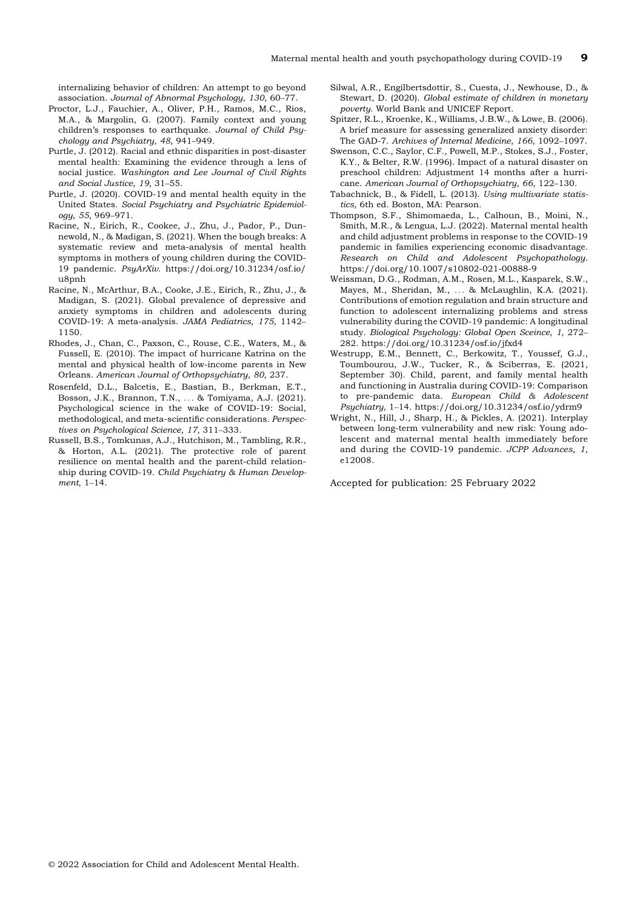internalizing behavior of children: An attempt to go beyond association. *Journal of Abnormal Psychology*, *130*, 60–77.

Proctor, L.J., Fauchier, A., Oliver, P.H., Ramos, M.C., Rios, M.A., & Margolin, G. (2007). Family context and young children's responses to earthquake. *Journal of Child Psychology and Psychiatry*, *48*, 941–949.

Purtle, J. (2012). Racial and ethnic disparities in post-disaster mental health: Examining the evidence through a lens of social justice. *Washington and Lee Journal of Civil Rights and Social Justice*, *19*, 31–55.

Purtle, J. (2020). COVID-19 and mental health equity in the United States. *Social Psychiatry and Psychiatric Epidemiology*, *55*, 969–971.

Racine, N., Eirich, R., Cookee, J., Zhu, J., Pador, P., Dunnewold, N., & Madigan, S. (2021). When the bough breaks: A systematic review and meta-analysis of mental health symptoms in mothers of young children during the COVID-19 pandemic. *PsyArXiv*. https://doi.org/10.31234/osf.io/u8pnh

Racine, N., McArthur, B.A., Cooke, J.E., Eirich, R., Zhu, J., & Madigan, S. (2021). Global prevalence of depressive and anxiety symptoms in children and adolescents during COVID-19: A meta-analysis. *JAMA Pediatrics*, *175*, 1142–1150.

Rhodes, J., Chan, C., Paxson, C., Rouse, C.E., Waters, M., & Fussell, E. (2010). The impact of hurricane Katrina on the mental and physical health of low-income parents in New Orleans. *American Journal of Orthopsychiatry*, *80*, 237.

Rosenfeld, D.L., Balcetis, E., Bastian, B., Berkman, E.T., Bosson, J.K., Brannon, T.N., ... & Tomiyama, A.J. (2021). Psychological science in the wake of COVID-19: Social, methodological, and meta-scientific considerations. *Perspectives on Psychological Science*, *17*, 311–333.

Russell, B.S., Tomkunas, A.J., Hutchison, M., Tambling, R.R., & Horton, A.L. (2021). The protective role of parent resilience on mental health and the parent-child relationship during COVID-19. *Child Psychiatry & Human Development*, 1–14.

Silwal, A.R., Engilbertsdottir, S., Cuesta, J., Newhouse, D., & Stewart, D. (2020). *Global estimate of children in monetary poverty*. World Bank and UNICEF Report.

Spitzer, R.L., Kroenke, K., Williams, J.B.W., & Löwe, B. (2006). A brief measure for assessing generalized anxiety disorder: The GAD-7. *Archives of Internal Medicine*, *166*, 1092–1097.

Swenson, C.C., Saylor, C.F., Powell, M.P., Stokes, S.J., Foster, K.Y., & Belter, R.W. (1996). Impact of a natural disaster on preschool children: Adjustment 14 months after a hurricane. *American Journal of Orthopsychiatry*, *66*, 122–130.

Tabachnick, B., & Fidell, L. (2013). *Using multivariate statistics*, 6th ed. Boston, MA: Pearson.

Thompson, S.F., Shimomaeda, L., Calhoun, B., Moini, N., Smith, M.R., & Lengua, L.J. (2022). Maternal mental health and child adjustment problems in response to the COVID-19 pandemic in families experiencing economic disadvantage. *Research on Child and Adolescent Psychopathology*. https://doi.org/10.1007/s10802-021-00888-9

Weissman, D.G., Rodman, A.M., Rosen, M.L., Kasparek, S.W., Mayes, M., Sheridan, M., ... & McLaughlin, K.A. (2021). Contributions of emotion regulation and brain structure and function to adolescent internalizing problems and stress vulnerability during the COVID-19 pandemic: A longitudinal study. *Biological Psychology: Global Open Sceince*, *1*, 272–282. https://doi.org/10.31234/osf.io/jfxd4

Westrupp, E.M., Bennett, C., Berkowitz, T., Youssef, G.J., Toumbourou, J.W., Tucker, R., & Sciberras, E. (2021, September 30). Child, parent, and family mental health and functioning in Australia during COVID-19: Comparison to pre-pandemic data. *European Child & Adolescent Psychiatry*, 1–14. https://doi.org/10.31234/osf.io/ydrm9

Wright, N., Hill, J., Sharp, H., & Pickles, A. (2021). Interplay between long-term vulnerability and new risk: Young adolescent and maternal mental health immediately before and during the COVID-19 pandemic. *JCPP Advances*, *1*, e12008.

Accepted for publication: 25 February 2022